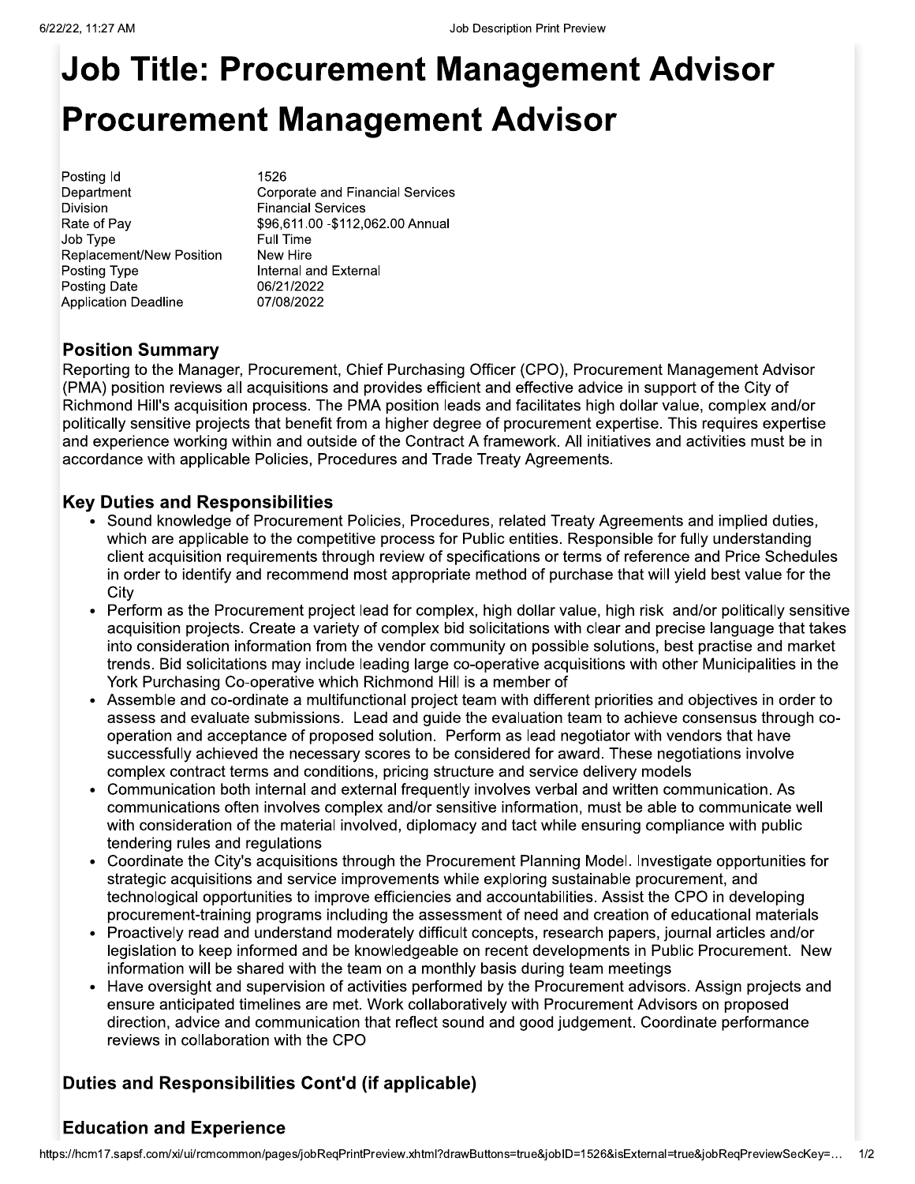# Job Title: Procurement Management Advisor Procurement Management Advisor

| | |
|---|---|
| Posting Id | 1526 |
| Department | Corporate and Financial Services |
| Division | Financial Services |
| Rate of Pay | $96,611.00 -$112,062.00 Annual |
| Job Type | Full Time |
| Replacement/New Position | New Hire |
| Posting Type | Internal and External |
| Posting Date | 06/21/2022 |
| Application Deadline | 07/08/2022 |

## Position Summary

Reporting to the Manager, Procurement, Chief Purchasing Officer (CPO), Procurement Management Advisor (PMA) position reviews all acquisitions and provides efficient and effective advice in support of the City of Richmond Hill's acquisition process. The PMA position leads and facilitates high dollar value, complex and/or politically sensitive projects that benefit from a higher degree of procurement expertise. This requires expertise and experience working within and outside of the Contract A framework. All initiatives and activities must be in accordance with applicable Policies, Procedures and Trade Treaty Agreements.

## Key Duties and Responsibilities

- Sound knowledge of Procurement Policies, Procedures, related Treaty Agreements and implied duties, which are applicable to the competitive process for Public entities. Responsible for fully understanding client acquisition requirements through review of specifications or terms of reference and Price Schedules in order to identify and recommend most appropriate method of purchase that will yield best value for the City
- Perform as the Procurement project lead for complex, high dollar value, high risk and/or politically sensitive acquisition projects. Create a variety of complex bid solicitations with clear and precise language that takes into consideration information from the vendor community on possible solutions, best practise and market trends. Bid solicitations may include leading large co-operative acquisitions with other Municipalities in the York Purchasing Co-operative which Richmond Hill is a member of
- Assemble and co-ordinate a multifunctional project team with different priorities and objectives in order to assess and evaluate submissions. Lead and guide the evaluation team to achieve consensus through co-operation and acceptance of proposed solution. Perform as lead negotiator with vendors that have successfully achieved the necessary scores to be considered for award. These negotiations involve complex contract terms and conditions, pricing structure and service delivery models
- Communication both internal and external frequently involves verbal and written communication. As communications often involves complex and/or sensitive information, must be able to communicate well with consideration of the material involved, diplomacy and tact while ensuring compliance with public tendering rules and regulations
- Coordinate the City's acquisitions through the Procurement Planning Model. Investigate opportunities for strategic acquisitions and service improvements while exploring sustainable procurement, and technological opportunities to improve efficiencies and accountabilities. Assist the CPO in developing procurement-training programs including the assessment of need and creation of educational materials
- Proactively read and understand moderately difficult concepts, research papers, journal articles and/or legislation to keep informed and be knowledgeable on recent developments in Public Procurement. New information will be shared with the team on a monthly basis during team meetings
- Have oversight and supervision of activities performed by the Procurement advisors. Assign projects and ensure anticipated timelines are met. Work collaboratively with Procurement Advisors on proposed direction, advice and communication that reflect sound and good judgement. Coordinate performance reviews in collaboration with the CPO

## Duties and Responsibilities Cont'd (if applicable)

## Education and Experience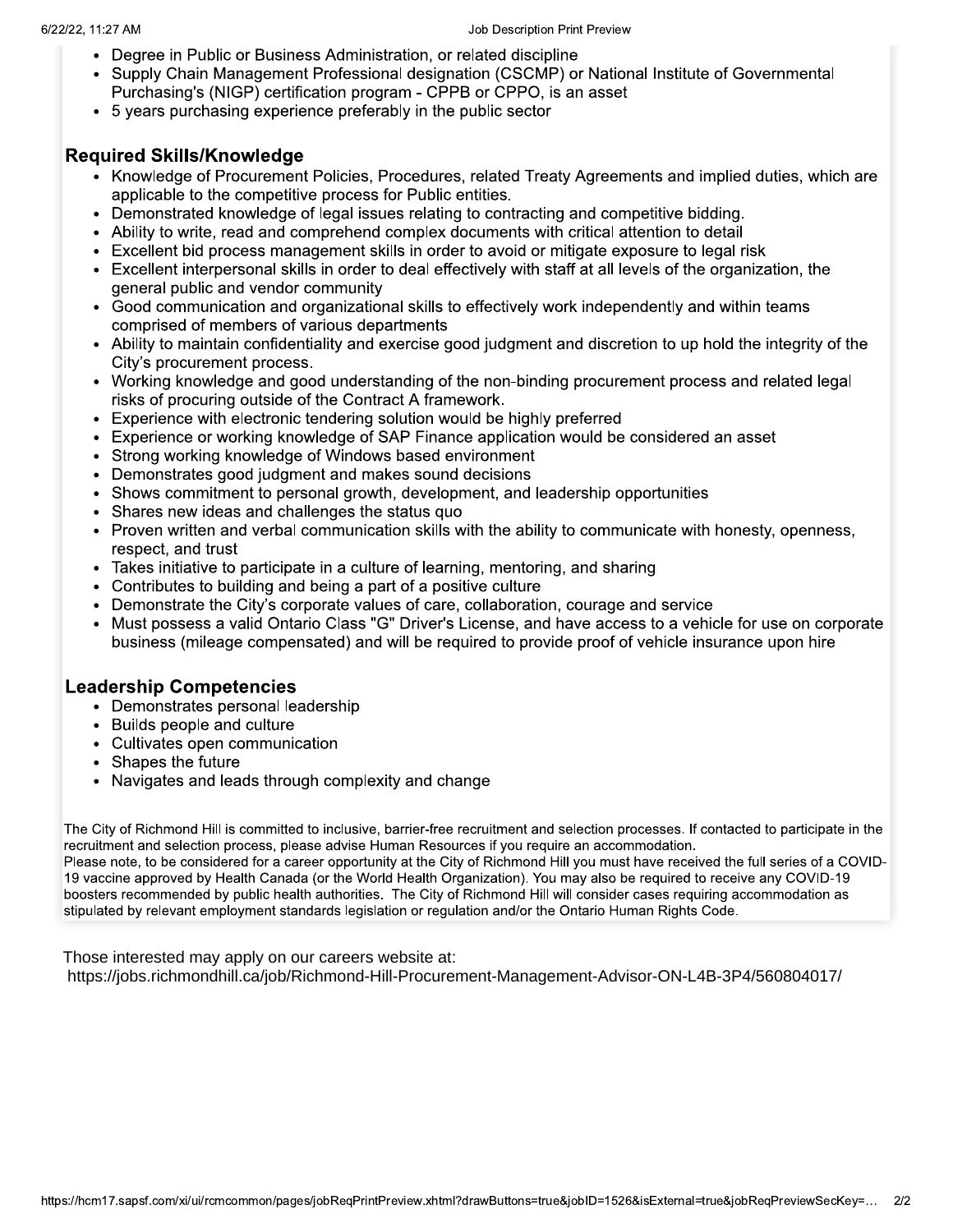- Degree in Public or Business Administration, or related discipline
- Supply Chain Management Professional designation (CSCMP) or National Institute of Governmental Purchasing's (NIGP) certification program - CPPB or CPPO, is an asset
- 5 years purchasing experience preferably in the public sector

### Required Skills/Knowledge

- Knowledge of Procurement Policies, Procedures, related Treaty Agreements and implied duties, which are applicable to the competitive process for Public entities.
- Demonstrated knowledge of legal issues relating to contracting and competitive bidding.
- Ability to write, read and comprehend complex documents with critical attention to detail
- Excellent bid process management skills in order to avoid or mitigate exposure to legal risk
- Excellent interpersonal skills in order to deal effectively with staff at all levels of the organization, the general public and vendor community
- Good communication and organizational skills to effectively work independently and within teams comprised of members of various departments
- Ability to maintain confidentiality and exercise good judgment and discretion to up hold the integrity of the City's procurement process.
- Working knowledge and good understanding of the non-binding procurement process and related legal risks of procuring outside of the Contract A framework.
- Experience with electronic tendering solution would be highly preferred
- Experience or working knowledge of SAP Finance application would be considered an asset
- Strong working knowledge of Windows based environment
- Demonstrates good judgment and makes sound decisions
- Shows commitment to personal growth, development, and leadership opportunities
- Shares new ideas and challenges the status quo
- Proven written and verbal communication skills with the ability to communicate with honesty, openness, respect, and trust
- Takes initiative to participate in a culture of learning, mentoring, and sharing
- Contributes to building and being a part of a positive culture
- Demonstrate the City's corporate values of care, collaboration, courage and service
- Must possess a valid Ontario Class "G" Driver's License, and have access to a vehicle for use on corporate business (mileage compensated) and will be required to provide proof of vehicle insurance upon hire

### Leadership Competencies

- Demonstrates personal leadership
- Builds people and culture
- Cultivates open communication
- Shapes the future
- Navigates and leads through complexity and change

The City of Richmond Hill is committed to inclusive, barrier-free recruitment and selection processes. If contacted to participate in the recruitment and selection process, please advise Human Resources if you require an accommodation.
Please note, to be considered for a career opportunity at the City of Richmond Hill you must have received the full series of a COVID-19 vaccine approved by Health Canada (or the World Health Organization). You may also be required to receive any COVID-19 boosters recommended by public health authorities. The City of Richmond Hill will consider cases requiring accommodation as stipulated by relevant employment standards legislation or regulation and/or the Ontario Human Rights Code.

Those interested may apply on our careers website at:
https://jobs.richmondhill.ca/job/Richmond-Hill-Procurement-Management-Advisor-ON-L4B-3P4/560804017/